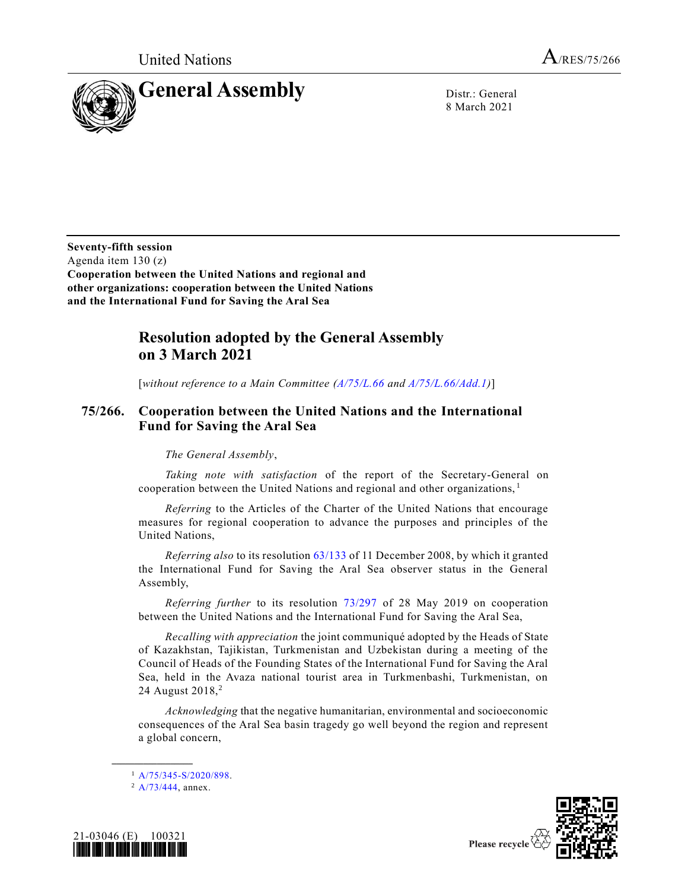United Nations A/RES/75/266

# General Assembly

Distr.: General
8 March 2021

**Seventy-fifth session**
Agenda item 130 (z)
**Cooperation between the United Nations and regional and other organizations: cooperation between the United Nations and the International Fund for Saving the Aral Sea**

## Resolution adopted by the General Assembly on 3 March 2021

[*without reference to a Main Committee (A/75/L.66 and A/75/L.66/Add.1)*]

### 75/266. Cooperation between the United Nations and the International Fund for Saving the Aral Sea

*The General Assembly*,

*Taking note with satisfaction* of the report of the Secretary-General on cooperation between the United Nations and regional and other organizations,[1]

*Referring* to the Articles of the Charter of the United Nations that encourage measures for regional cooperation to advance the purposes and principles of the United Nations,

*Referring also* to its resolution 63/133 of 11 December 2008, by which it granted the International Fund for Saving the Aral Sea observer status in the General Assembly,

*Referring further* to its resolution 73/297 of 28 May 2019 on cooperation between the United Nations and the International Fund for Saving the Aral Sea,

*Recalling with appreciation* the joint communiqué adopted by the Heads of State of Kazakhstan, Tajikistan, Turkmenistan and Uzbekistan during a meeting of the Council of Heads of the Founding States of the International Fund for Saving the Aral Sea, held in the Avaza national tourist area in Turkmenbashi, Turkmenistan, on 24 August 2018,[2]

*Acknowledging* that the negative humanitarian, environmental and socioeconomic consequences of the Aral Sea basin tragedy go well beyond the region and represent a global concern,

---

[1] A/75/345-S/2020/898.

[2] A/73/444, annex.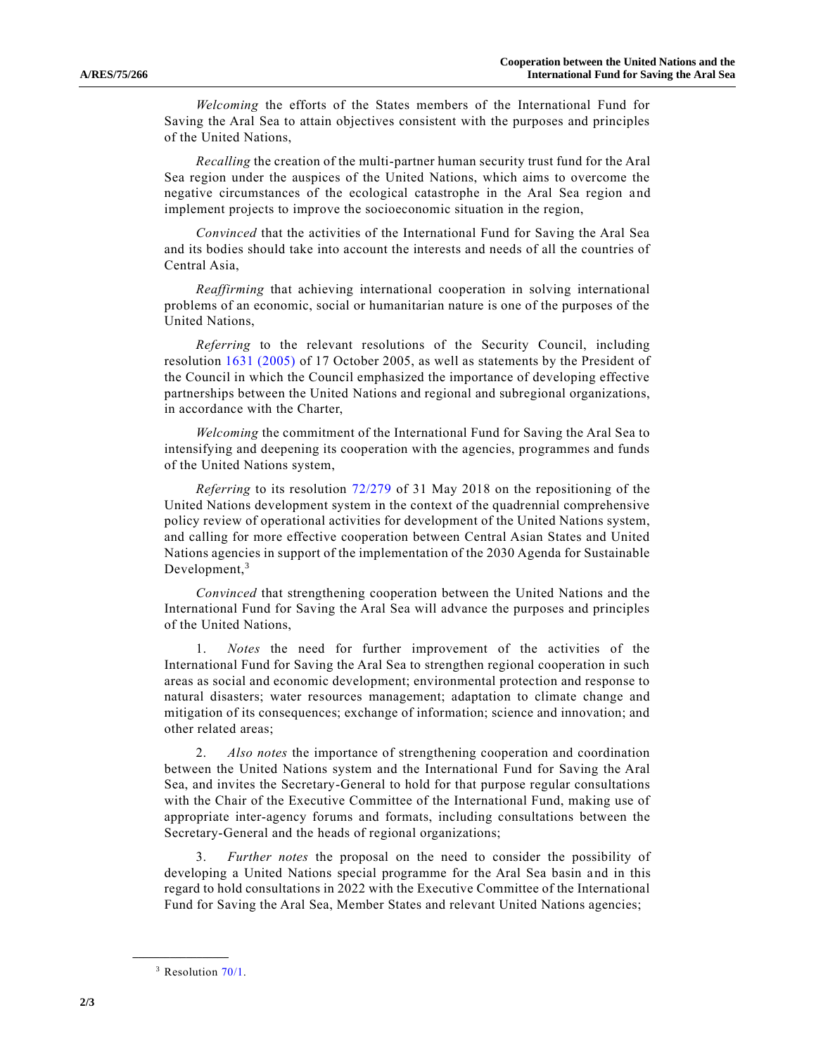*Welcoming* the efforts of the States members of the International Fund for Saving the Aral Sea to attain objectives consistent with the purposes and principles of the United Nations,

*Recalling* the creation of the multi-partner human security trust fund for the Aral Sea region under the auspices of the United Nations, which aims to overcome the negative circumstances of the ecological catastrophe in the Aral Sea region and implement projects to improve the socioeconomic situation in the region,

*Convinced* that the activities of the International Fund for Saving the Aral Sea and its bodies should take into account the interests and needs of all the countries of Central Asia,

*Reaffirming* that achieving international cooperation in solving international problems of an economic, social or humanitarian nature is one of the purposes of the United Nations,

*Referring* to the relevant resolutions of the Security Council, including resolution 1631 (2005) of 17 October 2005, as well as statements by the President of the Council in which the Council emphasized the importance of developing effective partnerships between the United Nations and regional and subregional organizations, in accordance with the Charter,

*Welcoming* the commitment of the International Fund for Saving the Aral Sea to intensifying and deepening its cooperation with the agencies, programmes and funds of the United Nations system,

*Referring* to its resolution 72/279 of 31 May 2018 on the repositioning of the United Nations development system in the context of the quadrennial comprehensive policy review of operational activities for development of the United Nations system, and calling for more effective cooperation between Central Asian States and United Nations agencies in support of the implementation of the 2030 Agenda for Sustainable Development,[3]

*Convinced* that strengthening cooperation between the United Nations and the International Fund for Saving the Aral Sea will advance the purposes and principles of the United Nations,

1. *Notes* the need for further improvement of the activities of the International Fund for Saving the Aral Sea to strengthen regional cooperation in such areas as social and economic development; environmental protection and response to natural disasters; water resources management; adaptation to climate change and mitigation of its consequences; exchange of information; science and innovation; and other related areas;

2. *Also notes* the importance of strengthening cooperation and coordination between the United Nations system and the International Fund for Saving the Aral Sea, and invites the Secretary-General to hold for that purpose regular consultations with the Chair of the Executive Committee of the International Fund, making use of appropriate inter-agency forums and formats, including consultations between the Secretary-General and the heads of regional organizations;

3. *Further notes* the proposal on the need to consider the possibility of developing a United Nations special programme for the Aral Sea basin and in this regard to hold consultations in 2022 with the Executive Committee of the International Fund for Saving the Aral Sea, Member States and relevant United Nations agencies;

---

[3] Resolution 70/1.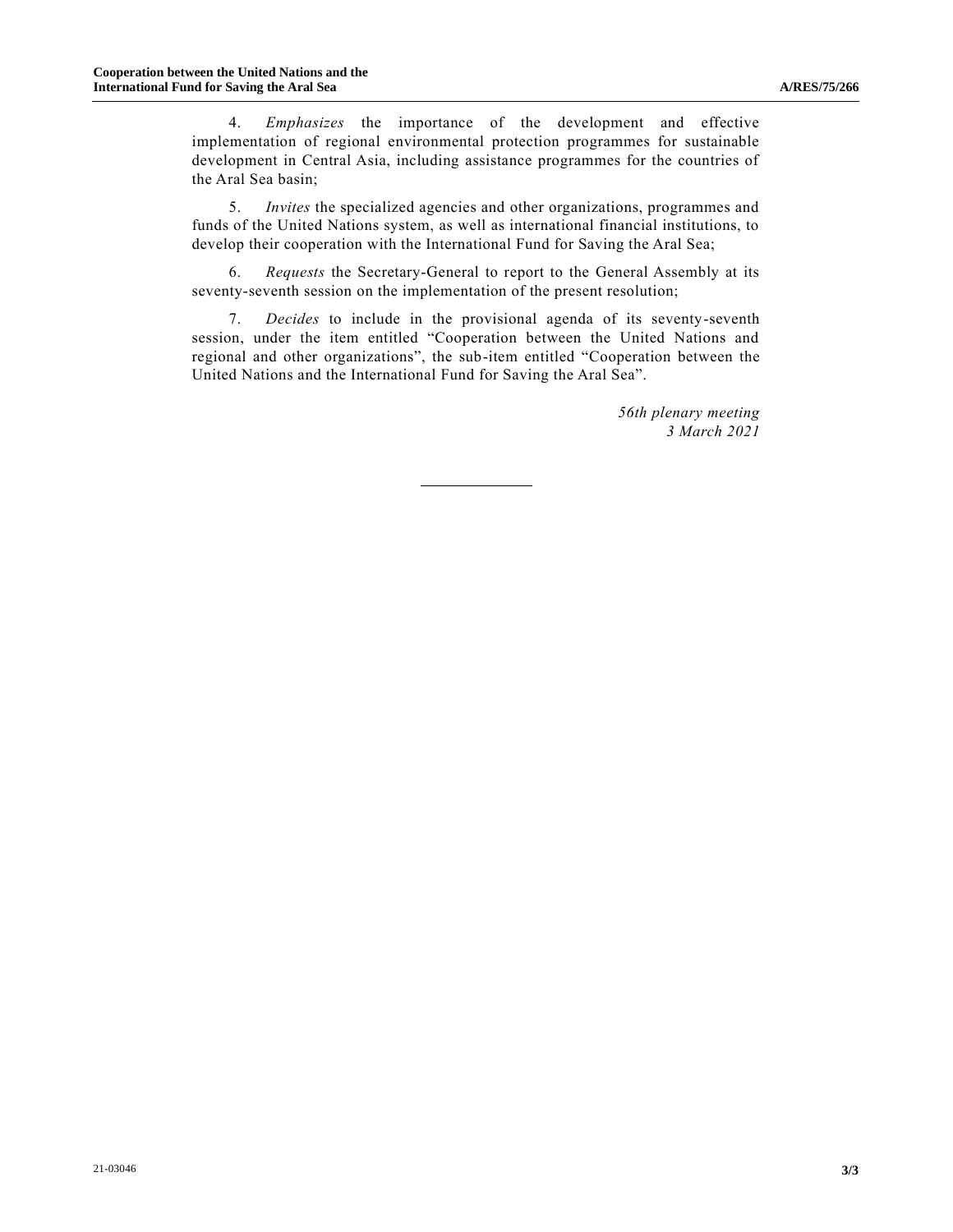4. *Emphasizes* the importance of the development and effective implementation of regional environmental protection programmes for sustainable development in Central Asia, including assistance programmes for the countries of the Aral Sea basin;

5. *Invites* the specialized agencies and other organizations, programmes and funds of the United Nations system, as well as international financial institutions, to develop their cooperation with the International Fund for Saving the Aral Sea;

6. *Requests* the Secretary-General to report to the General Assembly at its seventy-seventh session on the implementation of the present resolution;

7. *Decides* to include in the provisional agenda of its seventy-seventh session, under the item entitled "Cooperation between the United Nations and regional and other organizations", the sub-item entitled "Cooperation between the United Nations and the International Fund for Saving the Aral Sea".

*56th plenary meeting*
*3 March 2021*